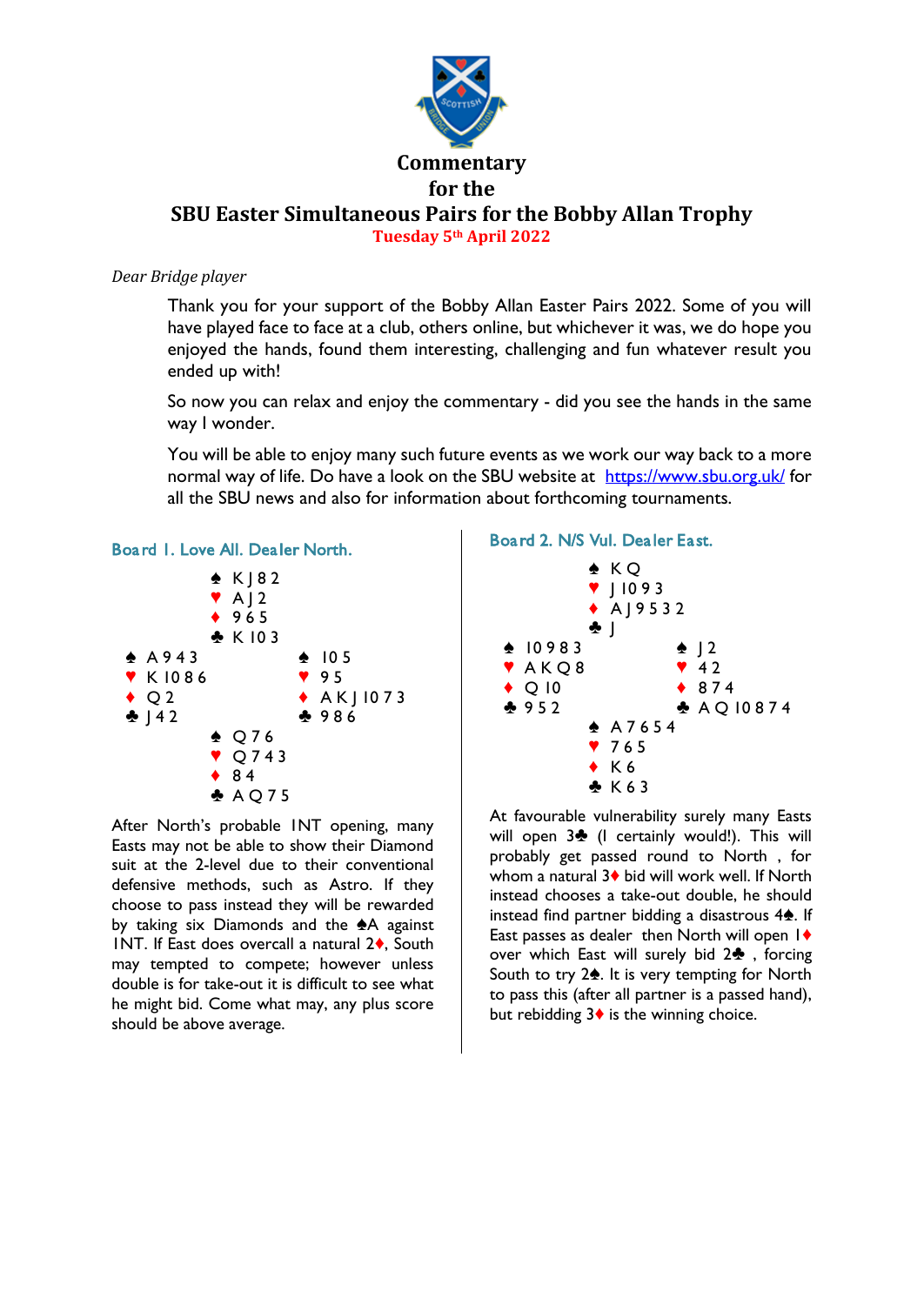# Commentary for the SBU Easter Simultaneous Pairs for the Bobby Allan Trophy

**Tuesday 5th April 2022**

*Dear Bridge player*

Thank you for your support of the Bobby Allan Easter Pairs 2022. Some of you will have played face to face at a club, others online, but whichever it was, we do hope you enjoyed the hands, found them interesting, challenging and fun whatever result you ended up with!

So now you can relax and enjoy the commentary - did you see the hands in the same way I wonder.

You will be able to enjoy many such future events as we work our way back to a more normal way of life. Do have a look on the SBU website at https://www.sbu.org.uk/ for all the SBU news and also for information about forthcoming tournaments.

## Board 1. Love All. Dealer North.

```
            ♠ K J 8 2
            ♥ A J 2
            ♦ 9 6 5
            ♣ K 10 3
♠ A 9 4 3               ♠ 10 5
♥ K 10 8 6              ♥ 9 5
♦ Q 2                   ♦ A K J 10 7 3
♣ J 4 2                 ♣ 9 8 6
            ♠ Q 7 6
            ♥ Q 7 4 3
            ♦ 8 4
            ♣ A Q 7 5
```

After North's probable 1NT opening, many Easts may not be able to show their Diamond suit at the 2-level due to their conventional defensive methods, such as Astro. If they choose to pass instead they will be rewarded by taking six Diamonds and the ♠A against 1NT. If East does overcall a natural 2♦, South may tempted to compete; however unless double is for take-out it is difficult to see what he might bid. Come what may, any plus score should be above average.

## Board 2. N/S Vul. Dealer East.

```
            ♠ K Q
            ♥ J 10 9 3
            ♦ A J 9 5 3 2
            ♣ J
♠ 10 9 8 3              ♠ J 2
♥ A K Q 8               ♥ 4 2
♦ Q 10                  ♦ 8 7 4
♣ 9 5 2                 ♣ A Q 10 8 7 4
            ♠ A 7 6 5 4
            ♥ 7 6 5
            ♦ K 6
            ♣ K 6 3
```

At favourable vulnerability surely many Easts will open 3♣ (I certainly would!). This will probably get passed round to North , for whom a natural 3♦ bid will work well. If North instead chooses a take-out double, he should instead find partner bidding a disastrous 4♠. If East passes as dealer then North will open 1♦ over which East will surely bid 2♣ , forcing South to try 2♠. It is very tempting for North to pass this (after all partner is a passed hand), but rebidding 3♦ is the winning choice.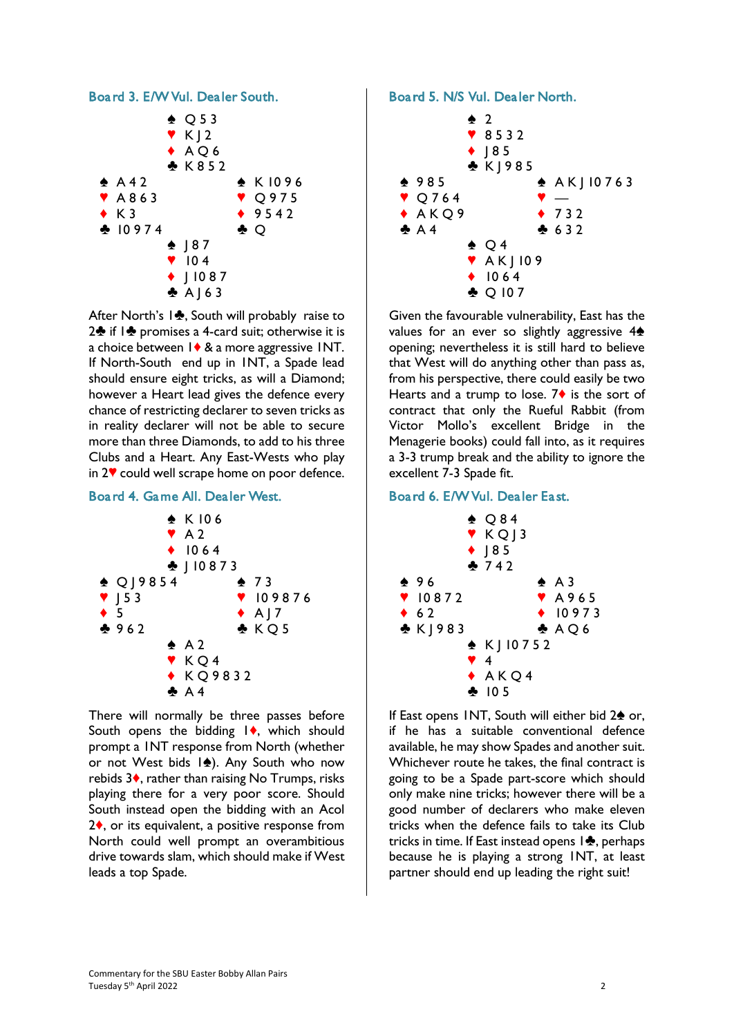### Board 3. E/W Vul. Dealer South.

|  | North |  |
|---|---|---|
|  | ♠ Q 5 3<br>♥ K J 2<br>♦ A Q 6<br>♣ K 8 5 2 |  |
| **West**<br>♠ A 4 2<br>♥ A 8 6 3<br>♦ K 3<br>♣ 10 9 7 4 |  | **East**<br>♠ K 10 9 6<br>♥ Q 9 7 5<br>♦ 9 5 4 2<br>♣ Q |
|  | ♠ J 8 7<br>♥ 10 4<br>♦ J 10 8 7<br>♣ A J 6 3 |  |
|  | South |  |

After North's 1♣, South will probably raise to 2♣ if 1♣ promises a 4-card suit; otherwise it is a choice between 1♦ & a more aggressive 1NT. If North-South end up in 1NT, a Spade lead should ensure eight tricks, as will a Diamond; however a Heart lead gives the defence every chance of restricting declarer to seven tricks as in reality declarer will not be able to secure more than three Diamonds, to add to his three Clubs and a Heart. Any East-Wests who play in 2♥ could well scrape home on poor defence.

### Board 4. Game All. Dealer West.

|  | North |  |
|---|---|---|
|  | ♠ K 10 6<br>♥ A 2<br>♦ 10 6 4<br>♣ J 10 8 7 3 |  |
| **West**<br>♠ Q J 9 8 5 4<br>♥ J 5 3<br>♦ 5<br>♣ 9 6 2 |  | **East**<br>♠ 7 3<br>♥ 10 9 8 7 6<br>♦ A J 7<br>♣ K Q 5 |
|  | ♠ A 2<br>♥ K Q 4<br>♦ K Q 9 8 3 2<br>♣ A 4 |  |
|  | South |  |

There will normally be three passes before South opens the bidding 1♦, which should prompt a 1NT response from North (whether or not West bids 1♠). Any South who now rebids 3♦, rather than raising No Trumps, risks playing there for a very poor score. Should South instead open the bidding with an Acol 2♦, or its equivalent, a positive response from North could well prompt an overambitious drive towards slam, which should make if West leads a top Spade.

### Board 5. N/S Vul. Dealer North.

|  | North |  |
|---|---|---|
|  | ♠ 2<br>♥ 8 5 3 2<br>♦ J 8 5<br>♣ K J 9 8 5 |  |
| **West**<br>♠ 9 8 5<br>♥ Q 7 6 4<br>♦ A K Q 9<br>♣ A 4 |  | **East**<br>♠ A K J 10 7 6 3<br>♥ —<br>♦ 7 3 2<br>♣ 6 3 2 |
|  | ♠ Q 4<br>♥ A K J 10 9<br>♦ 10 6 4<br>♣ Q 10 7 |  |
|  | South |  |

Given the favourable vulnerability, East has the values for an ever so slightly aggressive 4♠ opening; nevertheless it is still hard to believe that West will do anything other than pass as, from his perspective, there could easily be two Hearts and a trump to lose. 7♦ is the sort of contract that only the Rueful Rabbit (from Victor Mollo's excellent Bridge in the Menagerie books) could fall into, as it requires a 3-3 trump break and the ability to ignore the excellent 7-3 Spade fit.

### Board 6. E/W Vul. Dealer East.

|  | North |  |
|---|---|---|
|  | ♠ Q 8 4<br>♥ K Q J 3<br>♦ J 8 5<br>♣ 7 4 2 |  |
| **West**<br>♠ 9 6<br>♥ 10 8 7 2<br>♦ 6 2<br>♣ K J 9 8 3 |  | **East**<br>♠ A 3<br>♥ A 9 6 5<br>♦ 10 9 7 3<br>♣ A Q 6 |
|  | ♠ K J 10 7 5 2<br>♥ 4<br>♦ A K Q 4<br>♣ 10 5 |  |
|  | South |  |

If East opens 1NT, South will either bid 2♠ or, if he has a suitable conventional defence available, he may show Spades and another suit. Whichever route he takes, the final contract is going to be a Spade part-score which should only make nine tricks; however there will be a good number of declarers who make eleven tricks when the defence fails to take its Club tricks in time. If East instead opens 1♣, perhaps because he is playing a strong 1NT, at least partner should end up leading the right suit!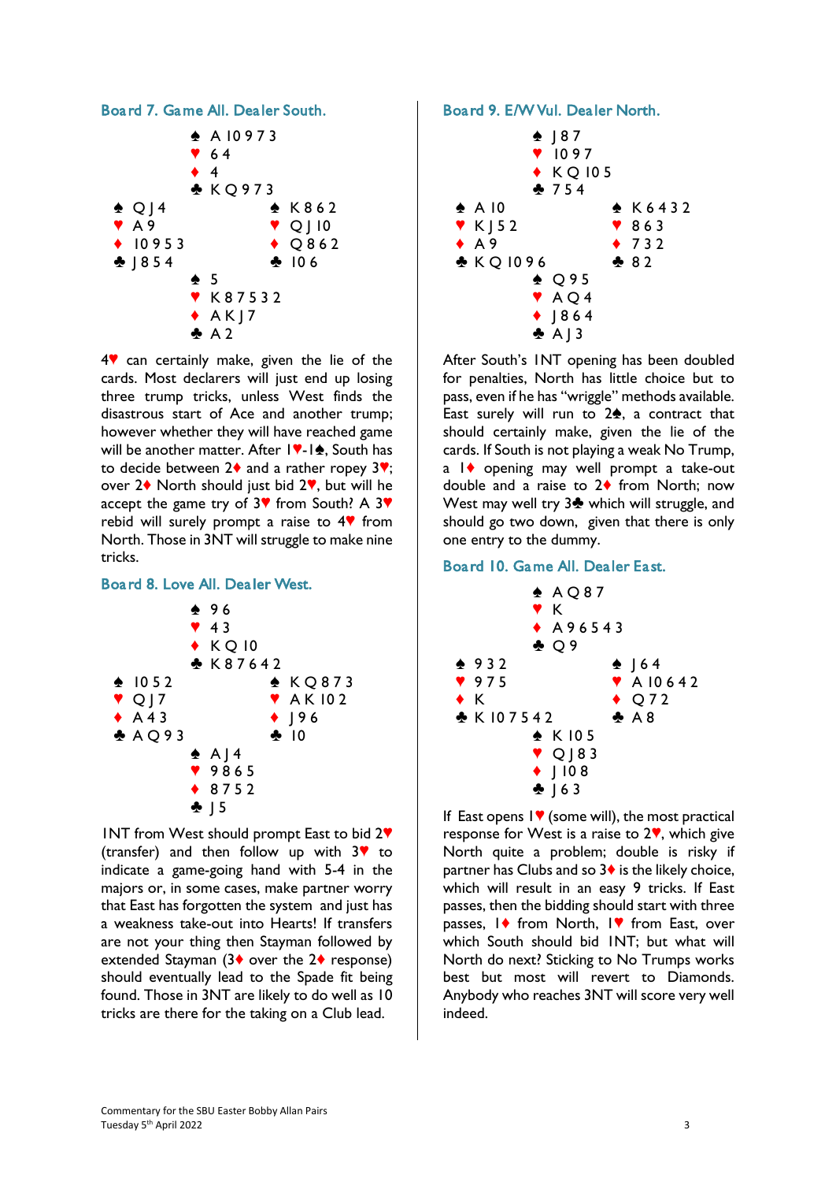### Board 7. Game All. Dealer South.

```
            ♠ A 10 9 7 3
            ♥ 6 4
            ♦ 4
            ♣ K Q 9 7 3
♠ Q J 4                 ♠ K 8 6 2
♥ A 9                   ♥ Q J 10
♦ 10 9 5 3              ♦ Q 8 6 2
♣ J 8 5 4               ♣ 10 6
            ♠ 5
            ♥ K 8 7 5 3 2
            ♦ A K J 7
            ♣ A 2
```

4♥ can certainly make, given the lie of the cards. Most declarers will just end up losing three trump tricks, unless West finds the disastrous start of Ace and another trump; however whether they will have reached game will be another matter. After 1♥-1♠, South has to decide between 2♦ and a rather ropey 3♥; over 2♦ North should just bid 2♥, but will he accept the game try of 3♥ from South? A 3♥ rebid will surely prompt a raise to 4♥ from North. Those in 3NT will struggle to make nine tricks.

### Board 8. Love All. Dealer West.

```
            ♠ 9 6
            ♥ 4 3
            ♦ K Q 10
            ♣ K 8 7 6 4 2
♠ 10 5 2                ♠ K Q 8 7 3
♥ Q J 7                 ♥ A K 10 2
♦ A 4 3                 ♦ J 9 6
♣ A Q 9 3               ♣ 10
            ♠ A J 4
            ♥ 9 8 6 5
            ♦ 8 7 5 2
            ♣ J 5
```

1NT from West should prompt East to bid 2♥ (transfer) and then follow up with 3♥ to indicate a game-going hand with 5-4 in the majors or, in some cases, make partner worry that East has forgotten the system and just has a weakness take-out into Hearts! If transfers are not your thing then Stayman followed by extended Stayman (3♦ over the 2♦ response) should eventually lead to the Spade fit being found. Those in 3NT are likely to do well as 10 tricks are there for the taking on a Club lead.

### Board 9. E/W Vul. Dealer North.

```
            ♠ J 8 7
            ♥ 10 9 7
            ♦ K Q 10 5
            ♣ 7 5 4
♠ A 10                  ♠ K 6 4 3 2
♥ K J 5 2               ♥ 8 6 3
♦ A 9                   ♦ 7 3 2
♣ K Q 10 9 6            ♣ 8 2
            ♠ Q 9 5
            ♥ A Q 4
            ♦ J 8 6 4
            ♣ A J 3
```

After South's 1NT opening has been doubled for penalties, North has little choice but to pass, even if he has "wriggle" methods available. East surely will run to 2♠, a contract that should certainly make, given the lie of the cards. If South is not playing a weak No Trump, a 1♦ opening may well prompt a take-out double and a raise to 2♦ from North; now West may well try 3♣ which will struggle, and should go two down, given that there is only one entry to the dummy.

### Board 10. Game All. Dealer East.

```
            ♠ A Q 8 7
            ♥ K
            ♦ A 9 6 5 4 3
            ♣ Q 9
♠ 9 3 2                 ♠ J 6 4
♥ 9 7 5                 ♥ A 10 6 4 2
♦ K                     ♦ Q 7 2
♣ K 10 7 5 4 2          ♣ A 8
            ♠ K 10 5
            ♥ Q J 8 3
            ♦ J 10 8
            ♣ J 6 3
```

If East opens 1♥ (some will), the most practical response for West is a raise to 2♥, which give North quite a problem; double is risky if partner has Clubs and so 3♦ is the likely choice, which will result in an easy 9 tricks. If East passes, then the bidding should start with three passes, 1♦ from North, 1♥ from East, over which South should bid 1NT; but what will North do next? Sticking to No Trumps works best but most will revert to Diamonds. Anybody who reaches 3NT will score very well indeed.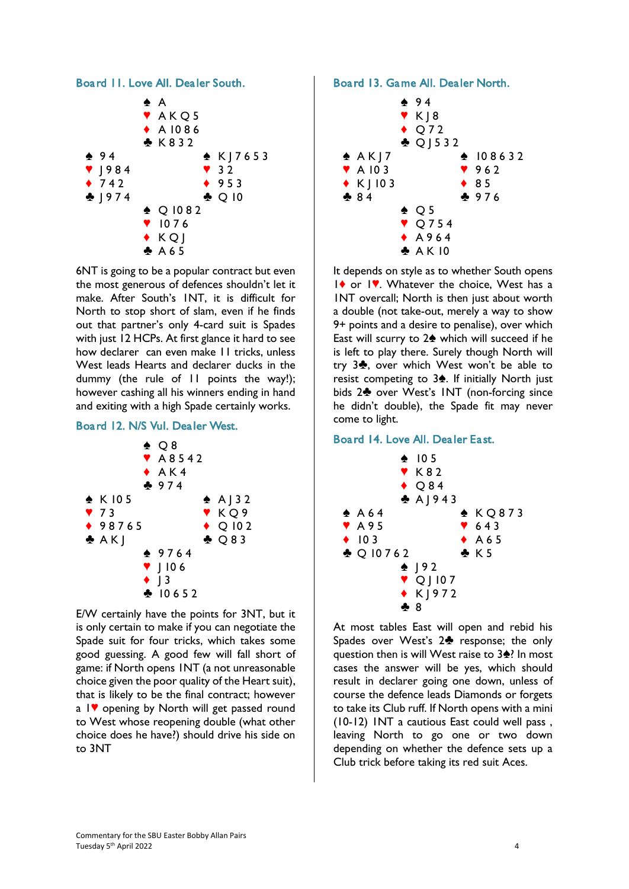## Board 11. Love All. Dealer South.

```
            ♠ A
            ♥ A K Q 5
            ♦ A 10 8 6
            ♣ K 8 3 2
♠ 9 4                   ♠ K J 7 6 5 3
♥ J 9 8 4               ♥ 3 2
♦ 7 4 2                 ♦ 9 5 3
♣ J 9 7 4               ♣ Q 10
            ♠ Q 10 8 2
            ♥ 10 7 6
            ♦ K Q J
            ♣ A 6 5
```

6NT is going to be a popular contract but even the most generous of defences shouldn't let it make. After South's 1NT, it is difficult for North to stop short of slam, even if he finds out that partner's only 4-card suit is Spades with just 12 HCPs. At first glance it hard to see how declarer can even make 11 tricks, unless West leads Hearts and declarer ducks in the dummy (the rule of 11 points the way!); however cashing all his winners ending in hand and exiting with a high Spade certainly works.

## Board 12. N/S Vul. Dealer West.

```
            ♠ Q 8
            ♥ A 8 5 4 2
            ♦ A K 4
            ♣ 9 7 4
♠ K 10 5                ♠ A J 3 2
♥ 7 3                   ♥ K Q 9
♦ 9 8 7 6 5             ♦ Q 10 2
♣ A K J                 ♣ Q 8 3
            ♠ 9 7 6 4
            ♥ J 10 6
            ♦ J 3
            ♣ 10 6 5 2
```

E/W certainly have the points for 3NT, but it is only certain to make if you can negotiate the Spade suit for four tricks, which takes some good guessing. A good few will fall short of game: if North opens 1NT (a not unreasonable choice given the poor quality of the Heart suit), that is likely to be the final contract; however a 1♥ opening by North will get passed round to West whose reopening double (what other choice does he have?) should drive his side on to 3NT

## Board 13. Game All. Dealer North.

```
            ♠ 9 4
            ♥ K J 8
            ♦ Q 7 2
            ♣ Q J 5 3 2
♠ A K J 7               ♠ 10 8 6 3 2
♥ A 10 3                ♥ 9 6 2
♦ K J 10 3              ♦ 8 5
♣ 8 4                   ♣ 9 7 6
            ♠ Q 5
            ♥ Q 7 5 4
            ♦ A 9 6 4
            ♣ A K 10
```

It depends on style as to whether South opens 1♦ or 1♥. Whatever the choice, West has a 1NT overcall; North is then just about worth a double (not take-out, merely a way to show 9+ points and a desire to penalise), over which East will scurry to 2♠ which will succeed if he is left to play there. Surely though North will try 3♣, over which West won't be able to resist competing to 3♠. If initially North just bids 2♣ over West's 1NT (non-forcing since he didn't double), the Spade fit may never come to light.

## Board 14. Love All. Dealer East.

```
            ♠ 10 5
            ♥ K 8 2
            ♦ Q 8 4
            ♣ A J 9 4 3
♠ A 6 4                 ♠ K Q 8 7 3
♥ A 9 5                 ♥ 6 4 3
♦ 10 3                  ♦ A 6 5
♣ Q 10 7 6 2            ♣ K 5
            ♠ J 9 2
            ♥ Q J 10 7
            ♦ K J 9 7 2
            ♣ 8
```

At most tables East will open and rebid his Spades over West's 2♣ response; the only question then is will West raise to 3♠? In most cases the answer will be yes, which should result in declarer going one down, unless of course the defence leads Diamonds or forgets to take its Club ruff. If North opens with a mini (10-12) 1NT a cautious East could well pass , leaving North to go one or two down depending on whether the defence sets up a Club trick before taking its red suit Aces.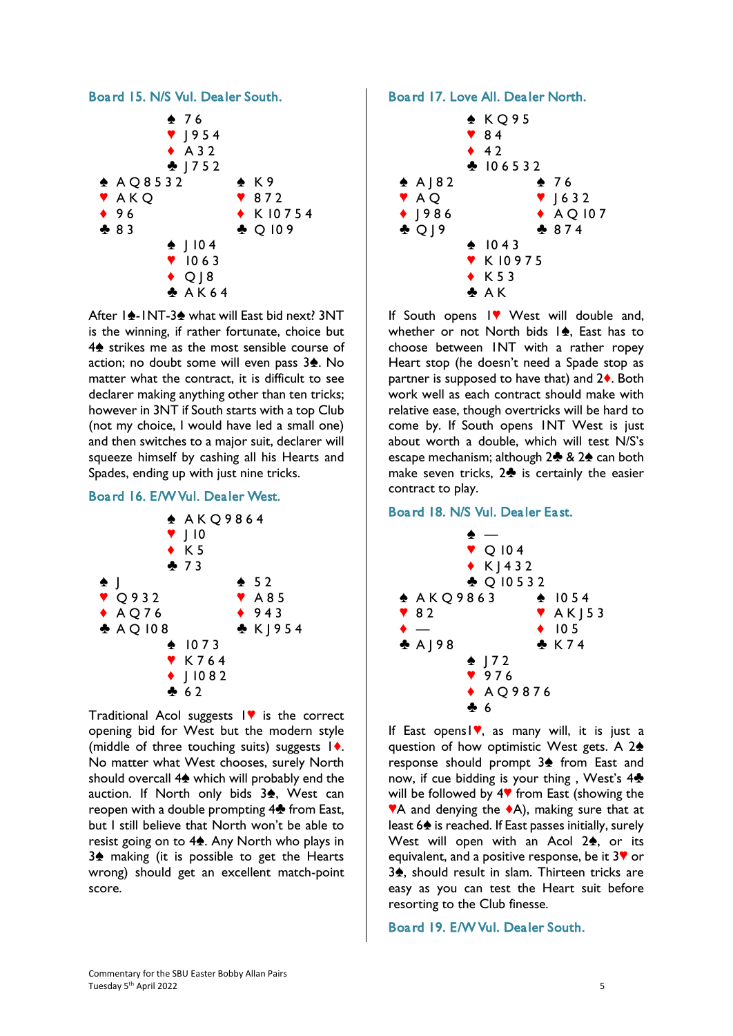### Board 15. N/S Vul. Dealer South.

```
            ♠ 7 6
            ♥ J 9 5 4
            ♦ A 3 2
            ♣ J 7 5 2
♠ A Q 8 5 3 2         ♠ K 9
♥ A K Q               ♥ 8 7 2
♦ 9 6                 ♦ K 10 7 5 4
♣ 8 3                 ♣ Q 10 9
            ♠ J 10 4
            ♥ 10 6 3
            ♦ Q J 8
            ♣ A K 6 4
```

After 1♠-1NT-3♠ what will East bid next? 3NT is the winning, if rather fortunate, choice but 4♠ strikes me as the most sensible course of action; no doubt some will even pass 3♠. No matter what the contract, it is difficult to see declarer making anything other than ten tricks; however in 3NT if South starts with a top Club (not my choice, I would have led a small one) and then switches to a major suit, declarer will squeeze himself by cashing all his Hearts and Spades, ending up with just nine tricks.

### Board 16. E/W Vul. Dealer West.

```
            ♠ A K Q 9 8 6 4
            ♥ J 10
            ♦ K 5
            ♣ 7 3
♠ J                   ♠ 5 2
♥ Q 9 3 2             ♥ A 8 5
♦ A Q 7 6             ♦ 9 4 3
♣ A Q 10 8            ♣ K J 9 5 4
            ♠ 10 7 3
            ♥ K 7 6 4
            ♦ J 10 8 2
            ♣ 6 2
```

Traditional Acol suggests 1♥ is the correct opening bid for West but the modern style (middle of three touching suits) suggests 1♦. No matter what West chooses, surely North should overcall 4♠ which will probably end the auction. If North only bids 3♠, West can reopen with a double prompting 4♣ from East, but I still believe that North won't be able to resist going on to 4♠. Any North who plays in 3♠ making (it is possible to get the Hearts wrong) should get an excellent match-point score.

### Board 17. Love All. Dealer North.

```
            ♠ K Q 9 5
            ♥ 8 4
            ♦ 4 2
            ♣ 10 6 5 3 2
♠ A J 8 2             ♠ 7 6
♥ A Q                 ♥ J 6 3 2
♦ J 9 8 6             ♦ A Q 10 7
♣ Q J 9               ♣ 8 7 4
            ♠ 10 4 3
            ♥ K 10 9 7 5
            ♦ K 5 3
            ♣ A K
```

If South opens 1♥ West will double and, whether or not North bids 1♠, East has to choose between 1NT with a rather ropey Heart stop (he doesn't need a Spade stop as partner is supposed to have that) and 2♦. Both work well as each contract should make with relative ease, though overtricks will be hard to come by. If South opens 1NT West is just about worth a double, which will test N/S's escape mechanism; although 2♣ & 2♠ can both make seven tricks, 2♣ is certainly the easier contract to play.

### Board 18. N/S Vul. Dealer East.

```
            ♠ —
            ♥ Q 10 4
            ♦ K J 4 3 2
            ♣ Q 10 5 3 2
♠ A K Q 9 8 6 3       ♠ 10 5 4
♥ 8 2                 ♥ A K J 5 3
♦ —                   ♦ 10 5
♣ A J 9 8             ♣ K 7 4
            ♠ J 7 2
            ♥ 9 7 6
            ♦ A Q 9 8 7 6
            ♣ 6
```

If East opens 1♥, as many will, it is just a question of how optimistic West gets. A 2♠ response should prompt 3♠ from East and now, if cue bidding is your thing , West's 4♣ will be followed by 4♥ from East (showing the ♥A and denying the ♦A), making sure that at least 6♠ is reached. If East passes initially, surely West will open with an Acol 2♠, or its equivalent, and a positive response, be it 3♥ or 3♠, should result in slam. Thirteen tricks are easy as you can test the Heart suit before resorting to the Club finesse.

### Board 19. E/W Vul. Dealer South.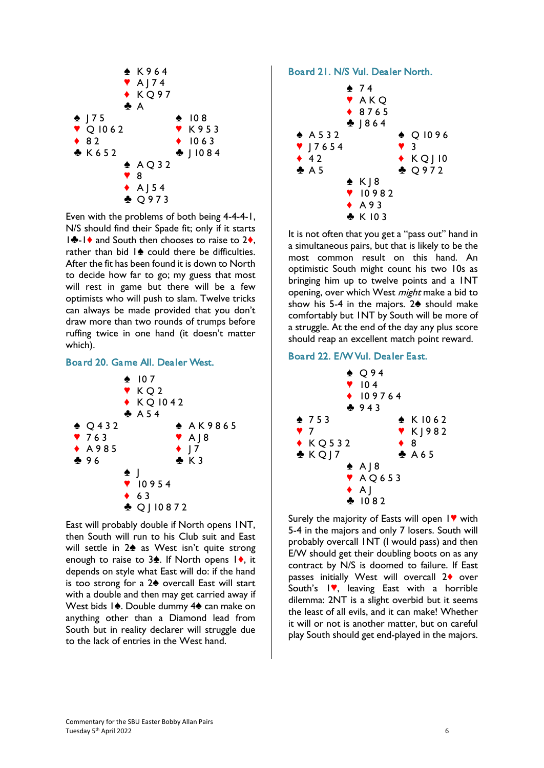♠ K 9 6 4
♥ A J 7 4
♦ K Q 9 7
♣ A

| West | East |
|---|---|
| ♠ J 7 5 | ♠ 10 8 |
| ♥ Q 10 6 2 | ♥ K 9 5 3 |
| ♦ 8 2 | ♦ 10 6 3 |
| ♣ K 6 5 2 | ♣ J 10 8 4 |

♠ A Q 3 2
♥ 8
♦ A J 5 4
♣ Q 9 7 3

Even with the problems of both being 4-4-4-1, N/S should find their Spade fit; only if it starts 1♣-1♦ and South then chooses to raise to 2♦, rather than bid 1♠ could there be difficulties. After the fit has been found it is down to North to decide how far to go; my guess that most will rest in game but there will be a few optimists who will push to slam. Twelve tricks can always be made provided that you don't draw more than two rounds of trumps before ruffing twice in one hand (it doesn't matter which).

### Board 20. Game All. Dealer West.

♠ 10 7
♥ K Q 2
♦ K Q 10 4 2
♣ A 5 4

| West | East |
|---|---|
| ♠ Q 4 3 2 | ♠ A K 9 8 6 5 |
| ♥ 7 6 3 | ♥ A J 8 |
| ♦ A 9 8 5 | ♦ J 7 |
| ♣ 9 6 | ♣ K 3 |

♠ J
♥ 10 9 5 4
♦ 6 3
♣ Q J 10 8 7 2

East will probably double if North opens 1NT, then South will run to his Club suit and East will settle in 2♠ as West isn't quite strong enough to raise to 3♠. If North opens 1♦, it depends on style what East will do: if the hand is too strong for a 2♠ overcall East will start with a double and then may get carried away if West bids 1♠. Double dummy 4♠ can make on anything other than a Diamond lead from South but in reality declarer will struggle due to the lack of entries in the West hand.

### Board 21. N/S Vul. Dealer North.

♠ 7 4
♥ A K Q
♦ 8 7 6 5
♣ J 8 6 4

| West | East |
|---|---|
| ♠ A 5 3 2 | ♠ Q 10 9 6 |
| ♥ J 7 6 5 4 | ♥ 3 |
| ♦ 4 2 | ♦ K Q J 10 |
| ♣ A 5 | ♣ Q 9 7 2 |

♠ K J 8
♥ 10 9 8 2
♦ A 9 3
♣ K 10 3

It is not often that you get a "pass out" hand in a simultaneous pairs, but that is likely to be the most common result on this hand. An optimistic South might count his two 10s as bringing him up to twelve points and a 1NT opening, over which West *might* make a bid to show his 5-4 in the majors. 2♠ should make comfortably but 1NT by South will be more of a struggle. At the end of the day any plus score should reap an excellent match point reward.

### Board 22. E/W Vul. Dealer East.

♠ Q 9 4
♥ 10 4
♦ 10 9 7 6 4
♣ 9 4 3

| West | East |
|---|---|
| ♠ 7 5 3 | ♠ K 10 6 2 |
| ♥ 7 | ♥ K J 9 8 2 |
| ♦ K Q 5 3 2 | ♦ 8 |
| ♣ K Q J 7 | ♣ A 6 5 |

♠ A J 8
♥ A Q 6 5 3
♦ A J
♣ 10 8 2

Surely the majority of Easts will open 1♥ with 5-4 in the majors and only 7 losers. South will probably overcall 1NT (I would pass) and then E/W should get their doubling boots on as any contract by N/S is doomed to failure. If East passes initially West will overcall 2♦ over South's 1♥, leaving East with a horrible dilemma: 2NT is a slight overbid but it seems the least of all evils, and it can make! Whether it will or not is another matter, but on careful play South should get end-played in the majors.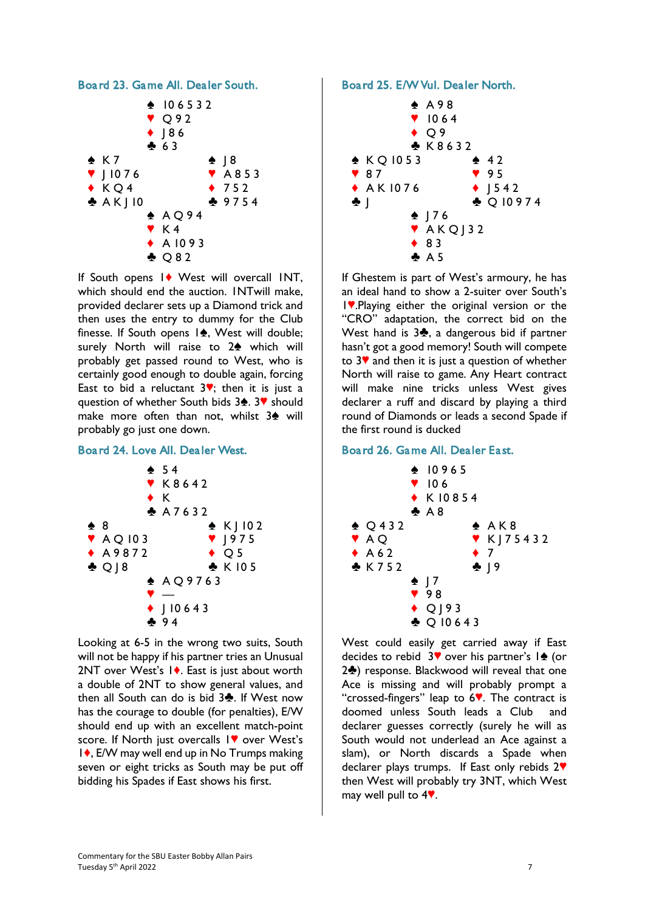### Board 23. Game All. Dealer South.

```
              ♠ 10 6 5 3 2
              ♥ Q 9 2
              ♦ J 8 6
              ♣ 6 3
♠ K 7                      ♠ J 8
♥ J 10 7 6                 ♥ A 8 5 3
♦ K Q 4                    ♦ 7 5 2
♣ A K J 10                 ♣ 9 7 5 4
              ♠ A Q 9 4
              ♥ K 4
              ♦ A 10 9 3
              ♣ Q 8 2
```

If South opens 1♦ West will overcall 1NT, which should end the auction. 1NTwill make, provided declarer sets up a Diamond trick and then uses the entry to dummy for the Club finesse. If South opens 1♠, West will double; surely North will raise to 2♠ which will probably get passed round to West, who is certainly good enough to double again, forcing East to bid a reluctant 3♥; then it is just a question of whether South bids 3♠. 3♥ should make more often than not, whilst 3♠ will probably go just one down.

### Board 24. Love All. Dealer West.

```
              ♠ 5 4
              ♥ K 8 6 4 2
              ♦ K
              ♣ A 7 6 3 2
♠ 8                        ♠ K J 10 2
♥ A Q 10 3                 ♥ J 9 7 5
♦ A 9 8 7 2                ♦ Q 5
♣ Q J 8                    ♣ K 10 5
              ♠ A Q 9 7 6 3
              ♥ —
              ♦ J 10 6 4 3
              ♣ 9 4
```

Looking at 6-5 in the wrong two suits, South will not be happy if his partner tries an Unusual 2NT over West's 1♦. East is just about worth a double of 2NT to show general values, and then all South can do is bid 3♣. If West now has the courage to double (for penalties), E/W should end up with an excellent match-point score. If North just overcalls 1♥ over West's 1♦, E/W may well end up in No Trumps making seven or eight tricks as South may be put off bidding his Spades if East shows his first.

### Board 25. E/W Vul. Dealer North.

```
              ♠ A 9 8
              ♥ 10 6 4
              ♦ Q 9
              ♣ K 8 6 3 2
♠ K Q 10 5 3               ♠ 4 2
♥ 8 7                      ♥ 9 5
♦ A K 10 7 6               ♦ J 5 4 2
♣ J                        ♣ Q 10 9 7 4
              ♠ J 7 6
              ♥ A K Q J 3 2
              ♦ 8 3
              ♣ A 5
```

If Ghestem is part of West's armoury, he has an ideal hand to show a 2-suiter over South's 1♥.Playing either the original version or the "CRO" adaptation, the correct bid on the West hand is 3♣, a dangerous bid if partner hasn't got a good memory! South will compete to 3♥ and then it is just a question of whether North will raise to game. Any Heart contract will make nine tricks unless West gives declarer a ruff and discard by playing a third round of Diamonds or leads a second Spade if the first round is ducked

### Board 26. Game All. Dealer East.

```
              ♠ 10 9 6 5
              ♥ 10 6
              ♦ K 10 8 5 4
              ♣ A 8
♠ Q 4 3 2                  ♠ A K 8
♥ A Q                      ♥ K J 7 5 4 3 2
♦ A 6 2                    ♦ 7
♣ K 7 5 2                  ♣ J 9
              ♠ J 7
              ♥ 9 8
              ♦ Q J 9 3
              ♣ Q 10 6 4 3
```

West could easily get carried away if East decides to rebid 3♥ over his partner's 1♠ (or 2♣) response. Blackwood will reveal that one Ace is missing and will probably prompt a "crossed-fingers" leap to 6♥. The contract is doomed unless South leads a Club and declarer guesses correctly (surely he will as South would not underlead an Ace against a slam), or North discards a Spade when declarer plays trumps. If East only rebids 2♥ then West will probably try 3NT, which West may well pull to 4♥.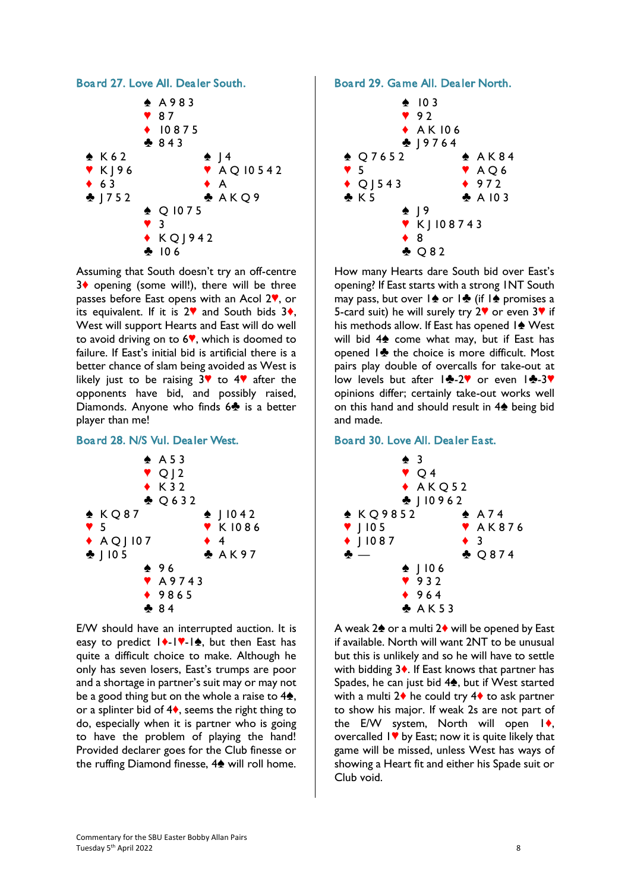## Board 27. Love All. Dealer South.

```
            ♠ A 9 8 3
            ♥ 8 7
            ♦ 10 8 7 5
            ♣ 8 4 3
♠ K 6 2                 ♠ J 4
♥ K J 9 6               ♥ A Q 10 5 4 2
♦ 6 3                   ♦ A
♣ J 7 5 2               ♣ A K Q 9
            ♠ Q 10 7 5
            ♥ 3
            ♦ K Q J 9 4 2
            ♣ 10 6
```

Assuming that South doesn't try an off-centre 3♦ opening (some will!), there will be three passes before East opens with an Acol 2♥, or its equivalent. If it is 2♥ and South bids 3♦, West will support Hearts and East will do well to avoid driving on to 6♥, which is doomed to failure. If East's initial bid is artificial there is a better chance of slam being avoided as West is likely just to be raising 3♥ to 4♥ after the opponents have bid, and possibly raised, Diamonds. Anyone who finds 6♣ is a better player than me!

## Board 28. N/S Vul. Dealer West.

```
            ♠ A 5 3
            ♥ Q J 2
            ♦ K 3 2
            ♣ Q 6 3 2
♠ K Q 8 7               ♠ J 10 4 2
♥ 5                     ♥ K 10 8 6
♦ A Q J 10 7            ♦ 4
♣ J 10 5                ♣ A K 9 7
            ♠ 9 6
            ♥ A 9 7 4 3
            ♦ 9 8 6 5
            ♣ 8 4
```

E/W should have an interrupted auction. It is easy to predict 1♦-1♥-1♠, but then East has quite a difficult choice to make. Although he only has seven losers, East's trumps are poor and a shortage in partner's suit may or may not be a good thing but on the whole a raise to 4♠, or a splinter bid of 4♦, seems the right thing to do, especially when it is partner who is going to have the problem of playing the hand! Provided declarer goes for the Club finesse or the ruffing Diamond finesse, 4♠ will roll home.

## Board 29. Game All. Dealer North.

```
            ♠ 10 3
            ♥ 9 2
            ♦ A K 10 6
            ♣ J 9 7 6 4
♠ Q 7 6 5 2             ♠ A K 8 4
♥ 5                     ♥ A Q 6
♦ Q J 5 4 3             ♦ 9 7 2
♣ K 5                   ♣ A 10 3
            ♠ J 9
            ♥ K J 10 8 7 4 3
            ♦ 8
            ♣ Q 8 2
```

How many Hearts dare South bid over East's opening? If East starts with a strong 1NT South may pass, but over 1♠ or 1♣ (if 1♠ promises a 5-card suit) he will surely try 2♥ or even 3♥ if his methods allow. If East has opened 1♠ West will bid 4♠ come what may, but if East has opened 1♣ the choice is more difficult. Most pairs play double of overcalls for take-out at low levels but after 1♣-2♥ or even 1♣-3♥ opinions differ; certainly take-out works well on this hand and should result in 4♠ being bid and made.

## Board 30. Love All. Dealer East.

```
            ♠ 3
            ♥ Q 4
            ♦ A K Q 5 2
            ♣ J 10 9 6 2
♠ K Q 9 8 5 2           ♠ A 7 4
♥ J 10 5                ♥ A K 8 7 6
♦ J 10 8 7              ♦ 3
♣ —                     ♣ Q 8 7 4
            ♠ J 10 6
            ♥ 9 3 2
            ♦ 9 6 4
            ♣ A K 5 3
```

A weak 2♠ or a multi 2♦ will be opened by East if available. North will want 2NT to be unusual but this is unlikely and so he will have to settle with bidding 3♦. If East knows that partner has Spades, he can just bid 4♠, but if West started with a multi 2♦ he could try 4♦ to ask partner to show his major. If weak 2s are not part of the E/W system, North will open 1♦, overcalled 1♥ by East; now it is quite likely that game will be missed, unless West has ways of showing a Heart fit and either his Spade suit or Club void.

Commentary for the SBU Easter Bobby Allan Pairs
Tuesday 5th April 2022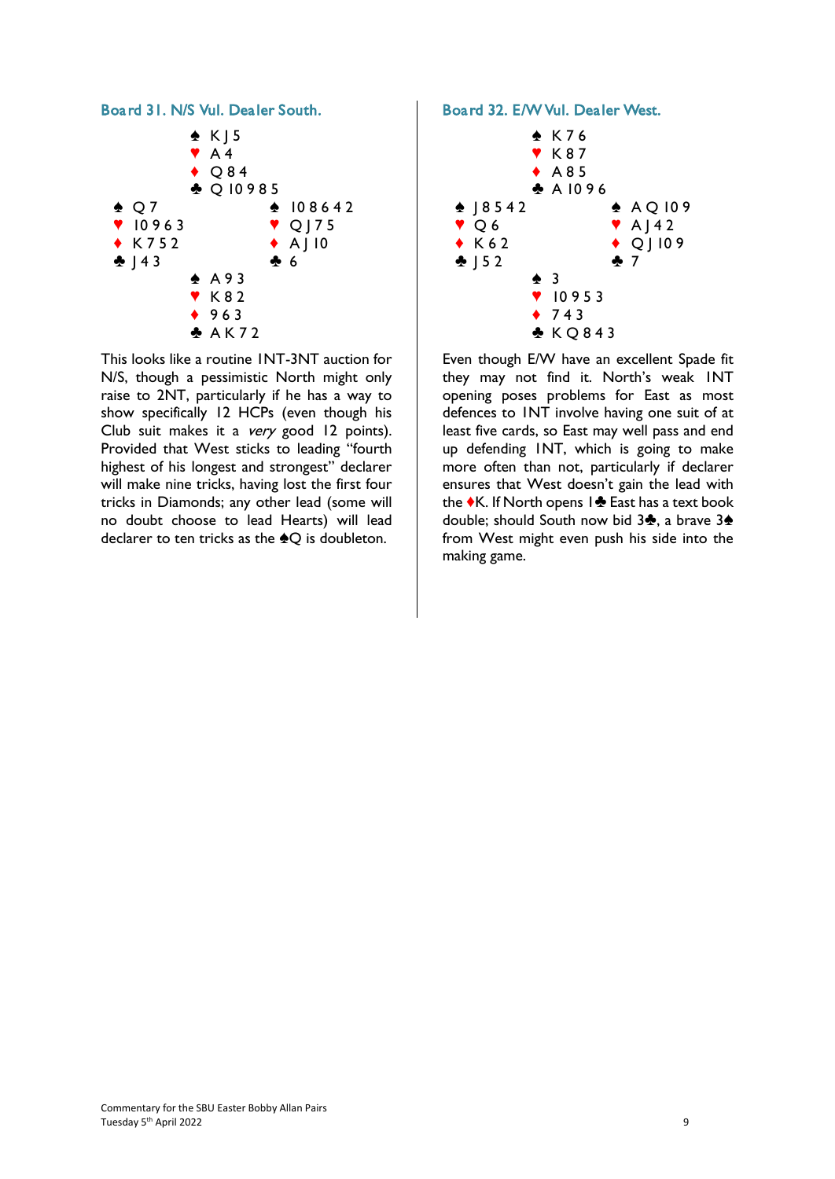## Board 31. N/S Vul. Dealer South.

```
            ♠ K J 5
            ♥ A 4
            ♦ Q 8 4
            ♣ Q 10 9 8 5
♠ Q 7                   ♠ 10 8 6 4 2
♥ 10 9 6 3              ♥ Q J 7 5
♦ K 7 5 2               ♦ A J 10
♣ J 4 3                 ♣ 6
            ♠ A 9 3
            ♥ K 8 2
            ♦ 9 6 3
            ♣ A K 7 2
```

This looks like a routine 1NT-3NT auction for N/S, though a pessimistic North might only raise to 2NT, particularly if he has a way to show specifically 12 HCPs (even though his Club suit makes it a *very* good 12 points). Provided that West sticks to leading "fourth highest of his longest and strongest" declarer will make nine tricks, having lost the first four tricks in Diamonds; any other lead (some will no doubt choose to lead Hearts) will lead declarer to ten tricks as the ♠Q is doubleton.

## Board 32. E/W Vul. Dealer West.

```
            ♠ K 7 6
            ♥ K 8 7
            ♦ A 8 5
            ♣ A 10 9 6
♠ J 8 5 4 2             ♠ A Q 10 9
♥ Q 6                   ♥ A J 4 2
♦ K 6 2                 ♦ Q J 10 9
♣ J 5 2                 ♣ 7
            ♠ 3
            ♥ 10 9 5 3
            ♦ 7 4 3
            ♣ K Q 8 4 3
```

Even though E/W have an excellent Spade fit they may not find it. North's weak 1NT opening poses problems for East as most defences to 1NT involve having one suit of at least five cards, so East may well pass and end up defending 1NT, which is going to make more often than not, particularly if declarer ensures that West doesn't gain the lead with the ♦K. If North opens 1♣ East has a text book double; should South now bid 3♣, a brave 3♠ from West might even push his side into the making game.

Commentary for the SBU Easter Bobby Allan Pairs
Tuesday 5th April 2022